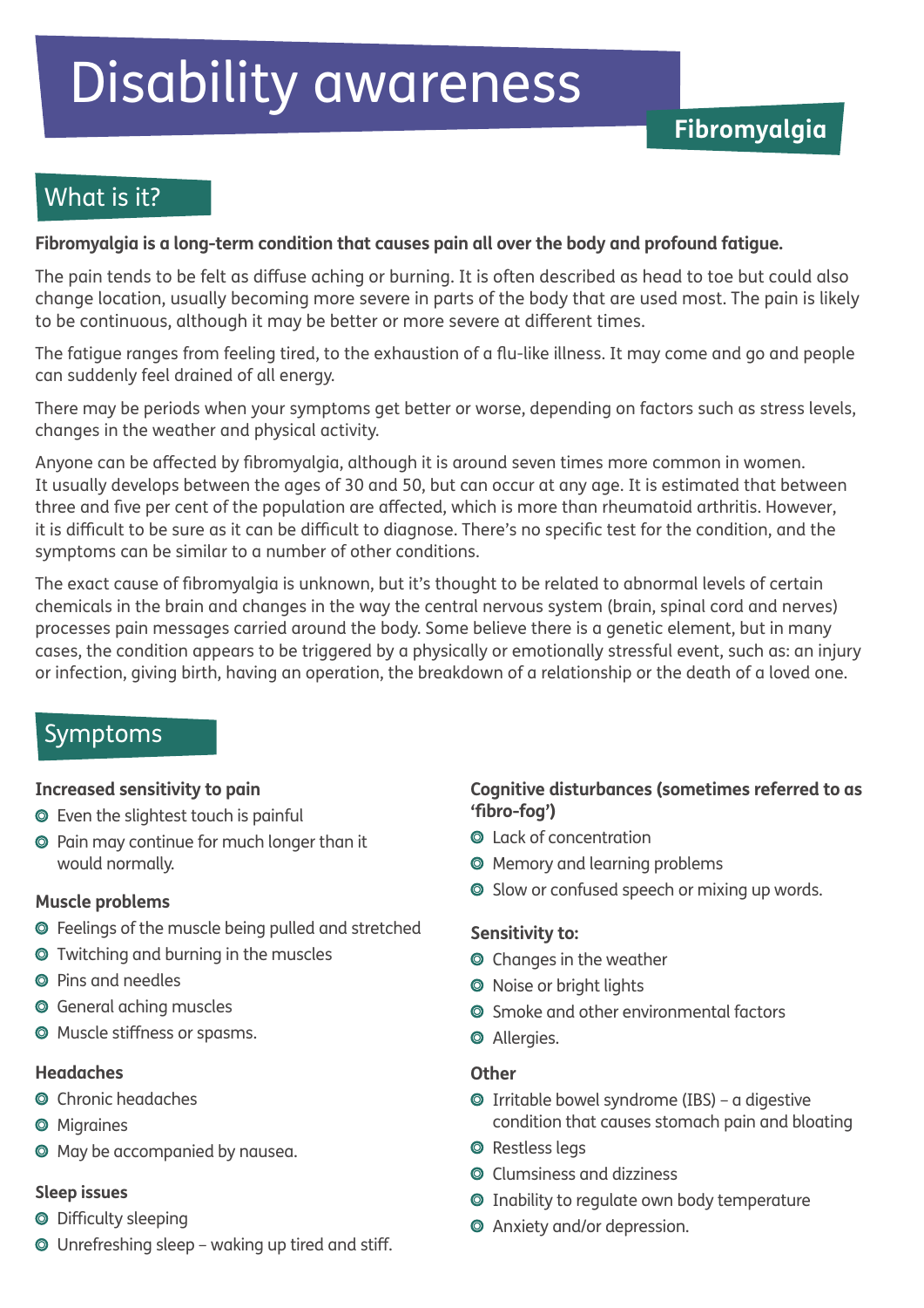# Disability awareness

## Fibromyalgia

## What is it?

**Fibromyalgia is a long-term condition that causes pain all over the body and profound fatigue.**

The pain tends to be felt as diffuse aching or burning. It is often described as head to toe but could also change location, usually becoming more severe in parts of the body that are used most. The pain is likely to be continuous, although it may be better or more severe at different times.

The fatigue ranges from feeling tired, to the exhaustion of a flu-like illness. It may come and go and people can suddenly feel drained of all energy.

There may be periods when your symptoms get better or worse, depending on factors such as stress levels, changes in the weather and physical activity.

Anyone can be affected by fibromyalgia, although it is around seven times more common in women. It usually develops between the ages of 30 and 50, but can occur at any age. It is estimated that between three and five per cent of the population are affected, which is more than rheumatoid arthritis. However, it is difficult to be sure as it can be difficult to diagnose. There's no specific test for the condition, and the symptoms can be similar to a number of other conditions.

The exact cause of fibromyalgia is unknown, but it's thought to be related to abnormal levels of certain chemicals in the brain and changes in the way the central nervous system (brain, spinal cord and nerves) processes pain messages carried around the body. Some believe there is a genetic element, but in many cases, the condition appears to be triggered by a physically or emotionally stressful event, such as: an injury or infection, giving birth, having an operation, the breakdown of a relationship or the death of a loved one.

## Symptoms

**Increased sensitivity to pain**

- Even the slightest touch is painful
- Pain may continue for much longer than it would normally.

**Muscle problems**

- Feelings of the muscle being pulled and stretched
- Twitching and burning in the muscles
- Pins and needles
- General aching muscles
- Muscle stiffness or spasms.

**Headaches**

- Chronic headaches
- Migraines
- May be accompanied by nausea.

**Sleep issues**

- Difficulty sleeping
- Unrefreshing sleep – waking up tired and stiff.

**Cognitive disturbances (sometimes referred to as 'fibro-fog')**

- Lack of concentration
- Memory and learning problems
- Slow or confused speech or mixing up words.

**Sensitivity to:**

- Changes in the weather
- Noise or bright lights
- Smoke and other environmental factors
- Allergies.

**Other**

- Irritable bowel syndrome (IBS) – a digestive condition that causes stomach pain and bloating
- Restless legs
- Clumsiness and dizziness
- Inability to regulate own body temperature
- Anxiety and/or depression.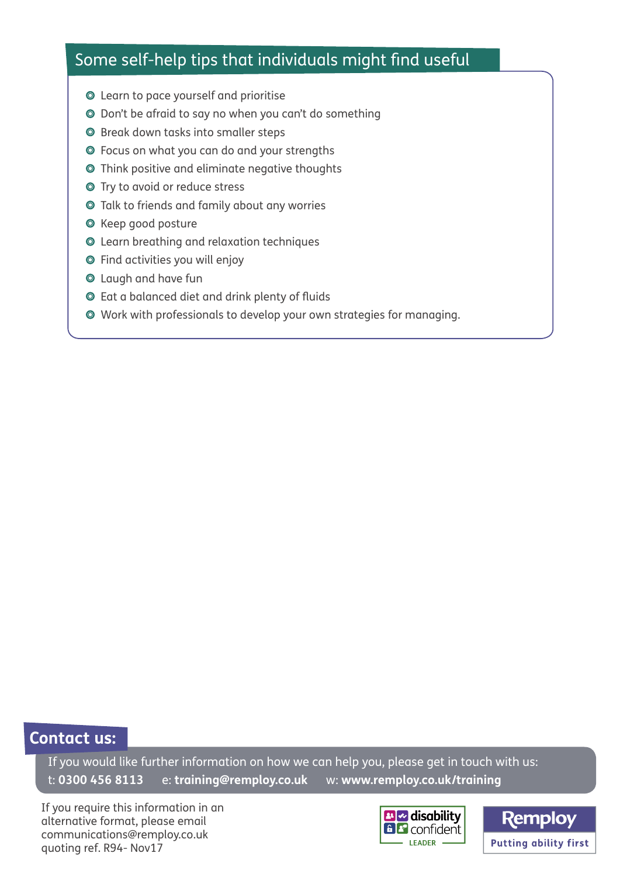## Some self-help tips that individuals might find useful

- Learn to pace yourself and prioritise
- Don't be afraid to say no when you can't do something
- Break down tasks into smaller steps
- Focus on what you can do and your strengths
- Think positive and eliminate negative thoughts
- Try to avoid or reduce stress
- Talk to friends and family about any worries
- Keep good posture
- Learn breathing and relaxation techniques
- Find activities you will enjoy
- Laugh and have fun
- Eat a balanced diet and drink plenty of fluids
- Work with professionals to develop your own strategies for managing.

## Contact us:

If you would like further information on how we can help you, please get in touch with us:

t: **0300 456 8113** e: **training@remploy.co.uk** w: **www.remploy.co.uk/training**

If you require this information in an alternative format, please email communications@remploy.co.uk quoting ref. R94- Nov17

disability confident LEADER

Remploy
Putting ability first